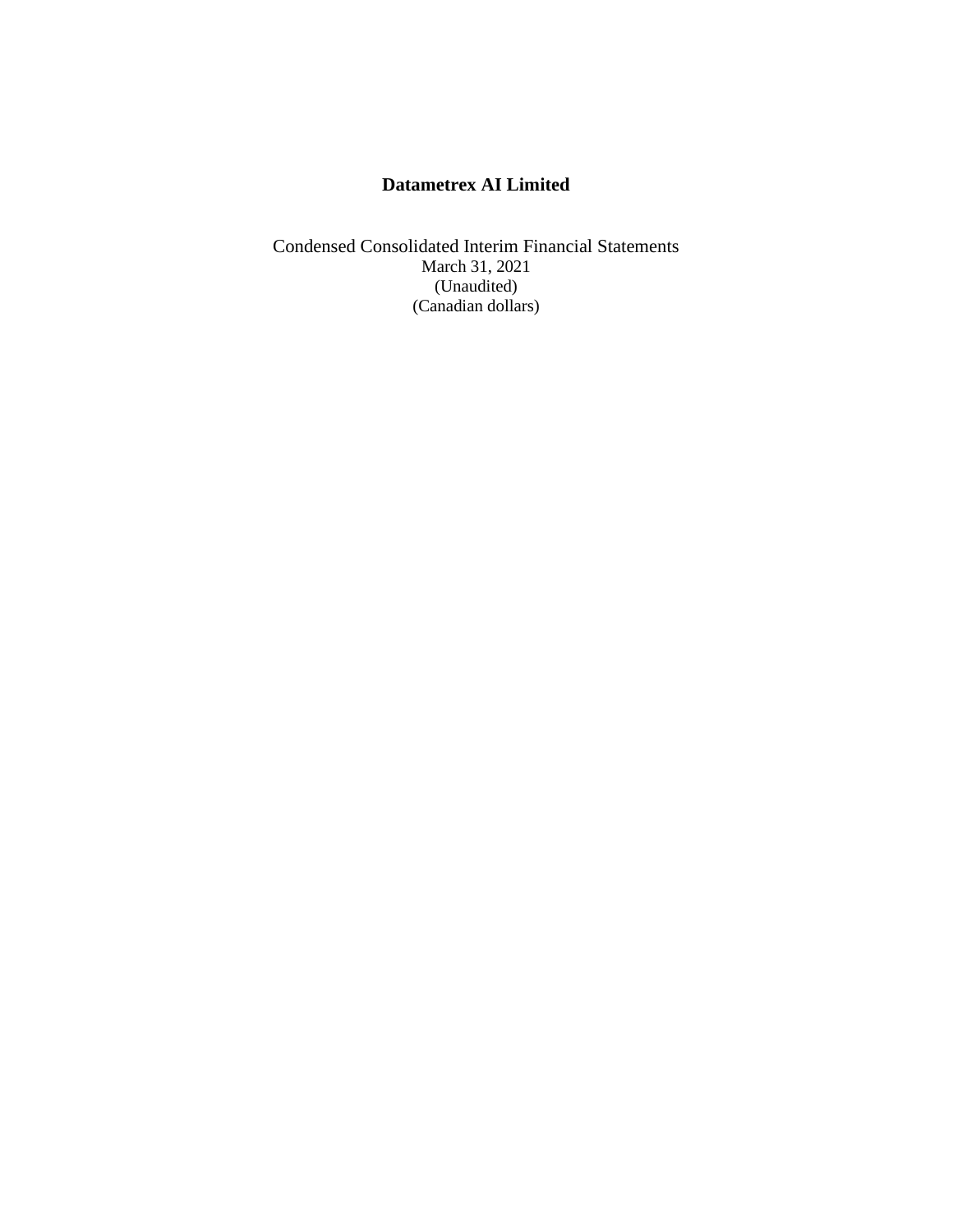# Datametrex AI Limited

Condensed Consolidated Interim Financial Statements
March 31, 2021
(Unaudited)
(Canadian dollars)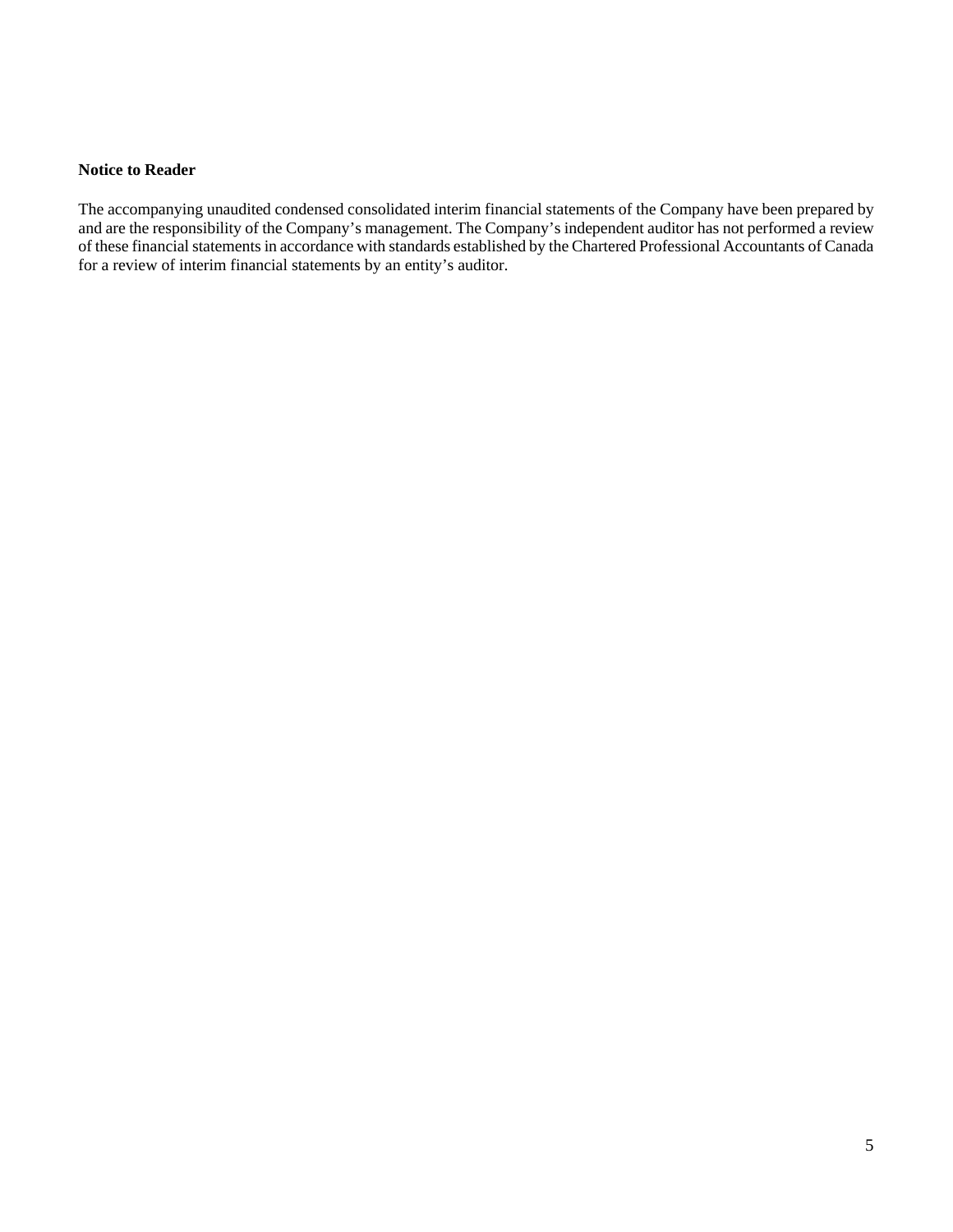**Notice to Reader**

The accompanying unaudited condensed consolidated interim financial statements of the Company have been prepared by and are the responsibility of the Company's management. The Company's independent auditor has not performed a review of these financial statements in accordance with standards established by the Chartered Professional Accountants of Canada for a review of interim financial statements by an entity's auditor.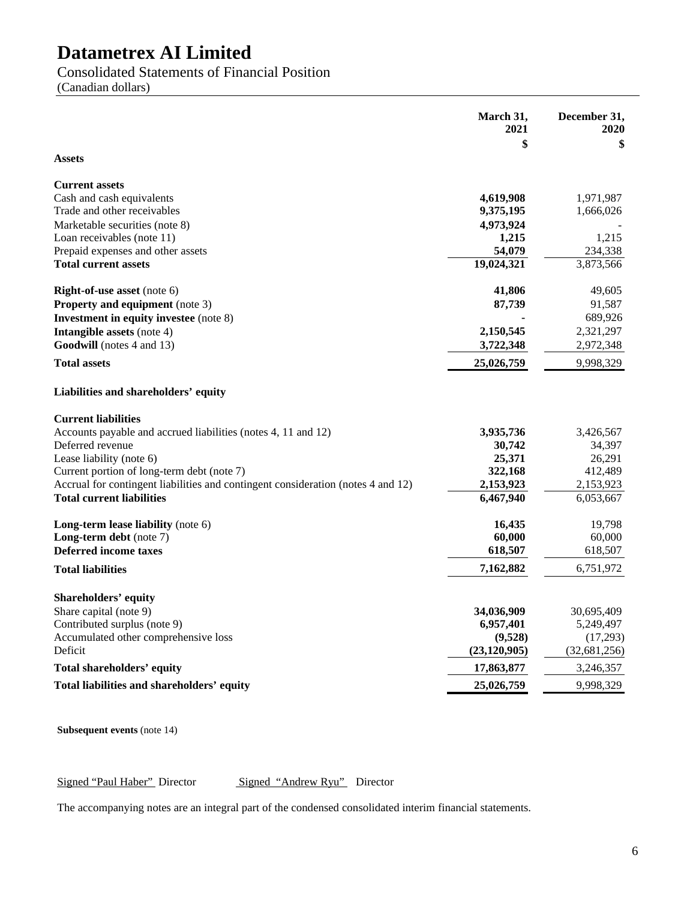# Datametrex AI Limited

Consolidated Statements of Financial Position

(Canadian dollars)

| | March 31, 2021 | December 31, 2020 |
|---|---|---|
| | $ | $ |
| **Assets** | | |
| **Current assets** | | |
| Cash and cash equivalents | **4,619,908** | 1,971,987 |
| Trade and other receivables | **9,375,195** | 1,666,026 |
| Marketable securities (note 8) | **4,973,924** | - |
| Loan receivables (note 11) | **1,215** | 1,215 |
| Prepaid expenses and other assets | **54,079** | 234,338 |
| **Total current assets** | **19,024,321** | 3,873,566 |
| **Right-of-use asset** (note 6) | **41,806** | 49,605 |
| **Property and equipment** (note 3) | **87,739** | 91,587 |
| **Investment in equity investee** (note 8) | **-** | 689,926 |
| **Intangible assets** (note 4) | **2,150,545** | 2,321,297 |
| **Goodwill** (notes 4 and 13) | **3,722,348** | 2,972,348 |
| **Total assets** | **25,026,759** | 9,998,329 |
| **Liabilities and shareholders' equity** | | |
| **Current liabilities** | | |
| Accounts payable and accrued liabilities (notes 4, 11 and 12) | **3,935,736** | 3,426,567 |
| Deferred revenue | **30,742** | 34,397 |
| Lease liability (note 6) | **25,371** | 26,291 |
| Current portion of long-term debt (note 7) | **322,168** | 412,489 |
| Accrual for contingent liabilities and contingent consideration (notes 4 and 12) | **2,153,923** | 2,153,923 |
| **Total current liabilities** | **6,467,940** | 6,053,667 |
| **Long-term lease liability** (note 6) | **16,435** | 19,798 |
| **Long-term debt** (note 7) | **60,000** | 60,000 |
| **Deferred income taxes** | **618,507** | 618,507 |
| **Total liabilities** | **7,162,882** | 6,751,972 |
| **Shareholders' equity** | | |
| Share capital (note 9) | **34,036,909** | 30,695,409 |
| Contributed surplus (note 9) | **6,957,401** | 5,249,497 |
| Accumulated other comprehensive loss | **(9,528)** | (17,293) |
| Deficit | **(23,120,905)** | (32,681,256) |
| **Total shareholders' equity** | **17,863,877** | 3,246,357 |
| **Total liabilities and shareholders' equity** | **25,026,759** | 9,998,329 |

**Subsequent events** (note 14)

Signed "Paul Haber" Director     Signed "Andrew Ryu" Director

The accompanying notes are an integral part of the condensed consolidated interim financial statements.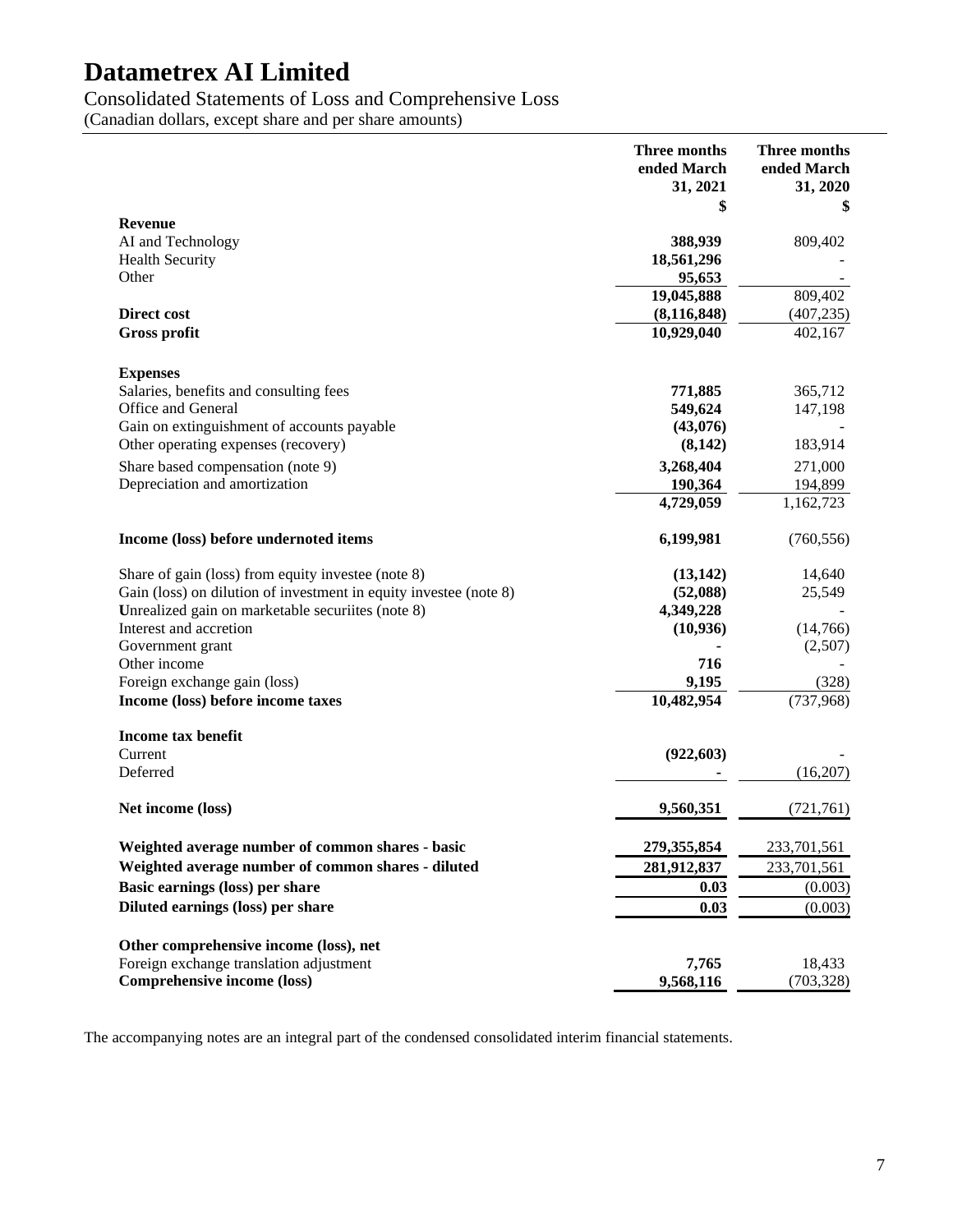# Datametrex AI Limited

Consolidated Statements of Loss and Comprehensive Loss

(Canadian dollars, except share and per share amounts)

| | Three months ended March 31, 2021 | Three months ended March 31, 2020 |
|---|---|---|
| | **$** | **$** |
| **Revenue** | | |
| AI and Technology | **388,939** | 809,402 |
| Health Security | **18,561,296** | - |
| Other | **95,653** | - |
| | **19,045,888** | 809,402 |
| **Direct cost** | **(8,116,848)** | (407,235) |
| **Gross profit** | **10,929,040** | 402,167 |
| **Expenses** | | |
| Salaries, benefits and consulting fees | **771,885** | 365,712 |
| Office and General | **549,624** | 147,198 |
| Gain on extinguishment of accounts payable | **(43,076)** | - |
| Other operating expenses (recovery) | **(8,142)** | 183,914 |
| Share based compensation (note 9) | **3,268,404** | 271,000 |
| Depreciation and amortization | **190,364** | 194,899 |
| | **4,729,059** | 1,162,723 |
| **Income (loss) before undernoted items** | **6,199,981** | (760,556) |
| Share of gain (loss) from equity investee (note 8) | **(13,142)** | 14,640 |
| Gain (loss) on dilution of investment in equity investee (note 8) | **(52,088)** | 25,549 |
| Unrealized gain on marketable securiites (note 8) | **4,349,228** | - |
| Interest and accretion | **(10,936)** | (14,766) |
| Government grant | **-** | (2,507) |
| Other income | **716** | - |
| Foreign exchange gain (loss) | **9,195** | (328) |
| **Income (loss) before income taxes** | **10,482,954** | (737,968) |
| **Income tax benefit** | | |
| Current | **(922,603)** | - |
| Deferred | **-** | (16,207) |
| **Net income (loss)** | **9,560,351** | (721,761) |
| **Weighted average number of common shares - basic** | **279,355,854** | 233,701,561 |
| **Weighted average number of common shares - diluted** | **281,912,837** | 233,701,561 |
| **Basic earnings (loss) per share** | **0.03** | (0.003) |
| **Diluted earnings (loss) per share** | **0.03** | (0.003) |
| **Other comprehensive income (loss), net** | | |
| Foreign exchange translation adjustment | **7,765** | 18,433 |
| **Comprehensive income (loss)** | **9,568,116** | (703,328) |

The accompanying notes are an integral part of the condensed consolidated interim financial statements.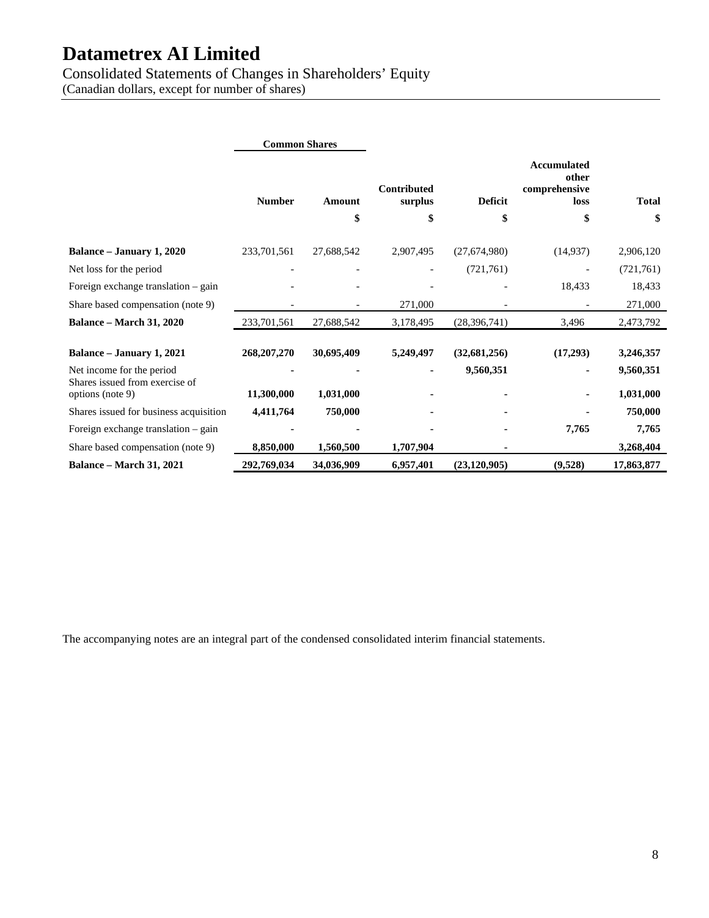# Datametrex AI Limited

Consolidated Statements of Changes in Shareholders' Equity
(Canadian dollars, except for number of shares)

| | Common Shares | | | | | |
|---|---|---|---|---|---|---|
| | Number | Amount | Contributed surplus | Deficit | Accumulated other comprehensive loss | Total |
| | | $ | $ | $ | $ | $ |
| **Balance – January 1, 2020** | 233,701,561 | 27,688,542 | 2,907,495 | (27,674,980) | (14,937) | 2,906,120 |
| Net loss for the period | - | - | - | (721,761) | - | (721,761) |
| Foreign exchange translation – gain | - | - | - | - | 18,433 | 18,433 |
| Share based compensation (note 9) | - | - | 271,000 | - | - | 271,000 |
| **Balance – March 31, 2020** | 233,701,561 | 27,688,542 | 3,178,495 | (28,396,741) | 3,496 | 2,473,792 |
| **Balance – January 1, 2021** | **268,207,270** | **30,695,409** | **5,249,497** | **(32,681,256)** | **(17,293)** | **3,246,357** |
| Net income for the period | **-** | **-** | **-** | **9,560,351** | **-** | **9,560,351** |
| Shares issued from exercise of options (note 9) | **11,300,000** | **1,031,000** | **-** | **-** | **-** | **1,031,000** |
| Shares issued for business acquisition | **4,411,764** | **750,000** | **-** | **-** | **-** | **750,000** |
| Foreign exchange translation – gain | **-** | **-** | **-** | **-** | **7,765** | **7,765** |
| Share based compensation (note 9) | **8,850,000** | **1,560,500** | **1,707,904** | **-** | | **3,268,404** |
| **Balance – March 31, 2021** | **292,769,034** | **34,036,909** | **6,957,401** | **(23,120,905)** | **(9,528)** | **17,863,877** |

The accompanying notes are an integral part of the condensed consolidated interim financial statements.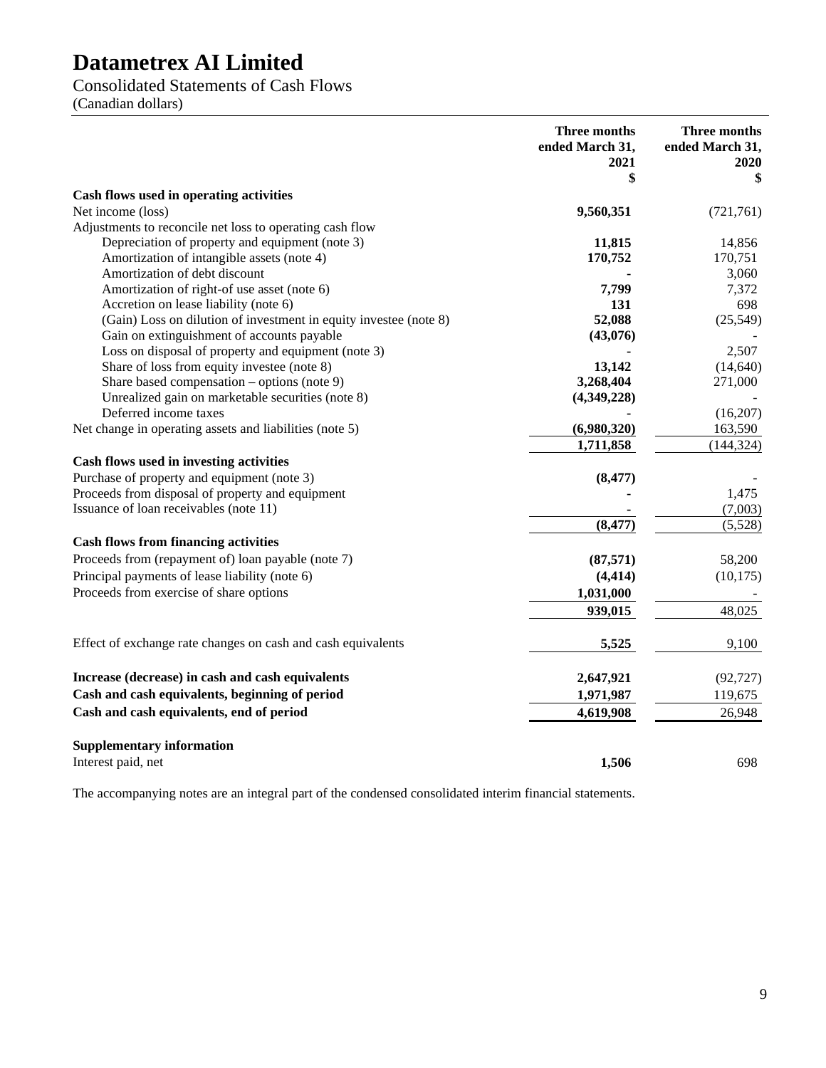# Datametrex AI Limited

Consolidated Statements of Cash Flows
(Canadian dollars)

| | Three months ended March 31, 2021 $ | Three months ended March 31, 2020 $ |
|---|---|---|
| **Cash flows used in operating activities** | | |
| Net income (loss) | **9,560,351** | (721,761) |
| Adjustments to reconcile net loss to operating cash flow | | |
| Depreciation of property and equipment (note 3) | **11,815** | 14,856 |
| Amortization of intangible assets (note 4) | **170,752** | 170,751 |
| Amortization of debt discount | **-** | 3,060 |
| Amortization of right-of use asset (note 6) | **7,799** | 7,372 |
| Accretion on lease liability (note 6) | **131** | 698 |
| (Gain) Loss on dilution of investment in equity investee (note 8) | **52,088** | (25,549) |
| Gain on extinguishment of accounts payable | **(43,076)** | - |
| Loss on disposal of property and equipment (note 3) | **-** | 2,507 |
| Share of loss from equity investee (note 8) | **13,142** | (14,640) |
| Share based compensation – options (note 9) | **3,268,404** | 271,000 |
| Unrealized gain on marketable securities (note 8) | **(4,349,228)** | - |
| Deferred income taxes | **-** | (16,207) |
| Net change in operating assets and liabilities (note 5) | **(6,980,320)** | 163,590 |
| | **1,711,858** | (144,324) |
| **Cash flows used in investing activities** | | |
| Purchase of property and equipment (note 3) | **(8,477)** | - |
| Proceeds from disposal of property and equipment | **-** | 1,475 |
| Issuance of loan receivables (note 11) | **-** | (7,003) |
| | **(8,477)** | (5,528) |
| **Cash flows from financing activities** | | |
| Proceeds from (repayment of) loan payable (note 7) | **(87,571)** | 58,200 |
| Principal payments of lease liability (note 6) | **(4,414)** | (10,175) |
| Proceeds from exercise of share options | **1,031,000** | - |
| | **939,015** | 48,025 |
| Effect of exchange rate changes on cash and cash equivalents | **5,525** | 9,100 |
| **Increase (decrease) in cash and cash equivalents** | **2,647,921** | (92,727) |
| **Cash and cash equivalents, beginning of period** | **1,971,987** | 119,675 |
| **Cash and cash equivalents, end of period** | **4,619,908** | 26,948 |
| **Supplementary information** | | |
| Interest paid, net | **1,506** | 698 |

The accompanying notes are an integral part of the condensed consolidated interim financial statements.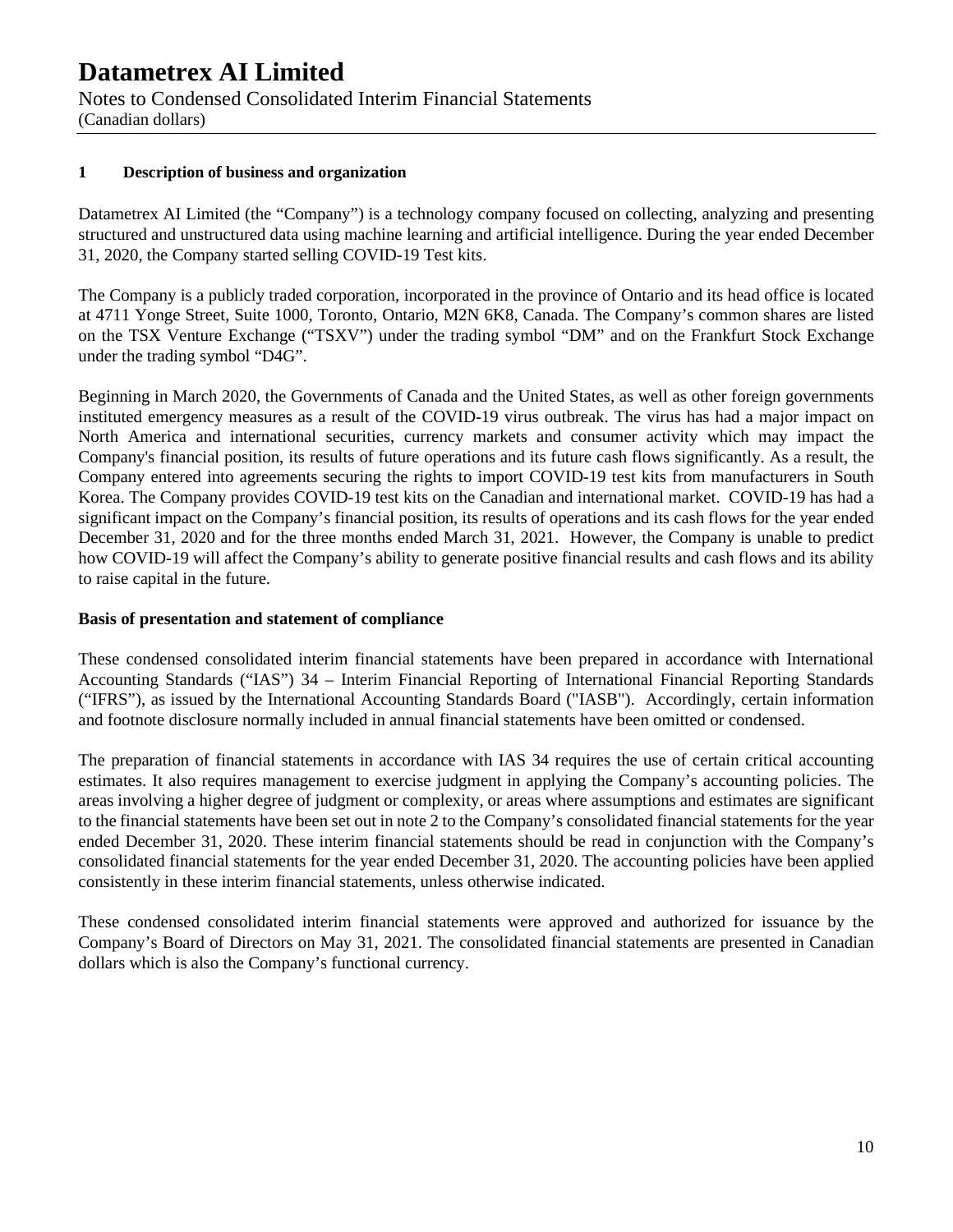## 1 Description of business and organization

Datametrex AI Limited (the "Company") is a technology company focused on collecting, analyzing and presenting structured and unstructured data using machine learning and artificial intelligence. During the year ended December 31, 2020, the Company started selling COVID-19 Test kits.

The Company is a publicly traded corporation, incorporated in the province of Ontario and its head office is located at 4711 Yonge Street, Suite 1000, Toronto, Ontario, M2N 6K8, Canada. The Company's common shares are listed on the TSX Venture Exchange ("TSXV") under the trading symbol "DM" and on the Frankfurt Stock Exchange under the trading symbol "D4G".

Beginning in March 2020, the Governments of Canada and the United States, as well as other foreign governments instituted emergency measures as a result of the COVID-19 virus outbreak. The virus has had a major impact on North America and international securities, currency markets and consumer activity which may impact the Company's financial position, its results of future operations and its future cash flows significantly. As a result, the Company entered into agreements securing the rights to import COVID-19 test kits from manufacturers in South Korea. The Company provides COVID-19 test kits on the Canadian and international market. COVID-19 has had a significant impact on the Company's financial position, its results of operations and its cash flows for the year ended December 31, 2020 and for the three months ended March 31, 2021. However, the Company is unable to predict how COVID-19 will affect the Company's ability to generate positive financial results and cash flows and its ability to raise capital in the future.

### Basis of presentation and statement of compliance

These condensed consolidated interim financial statements have been prepared in accordance with International Accounting Standards ("IAS") 34 – Interim Financial Reporting of International Financial Reporting Standards ("IFRS"), as issued by the International Accounting Standards Board ("IASB"). Accordingly, certain information and footnote disclosure normally included in annual financial statements have been omitted or condensed.

The preparation of financial statements in accordance with IAS 34 requires the use of certain critical accounting estimates. It also requires management to exercise judgment in applying the Company's accounting policies. The areas involving a higher degree of judgment or complexity, or areas where assumptions and estimates are significant to the financial statements have been set out in note 2 to the Company's consolidated financial statements for the year ended December 31, 2020. These interim financial statements should be read in conjunction with the Company's consolidated financial statements for the year ended December 31, 2020. The accounting policies have been applied consistently in these interim financial statements, unless otherwise indicated.

These condensed consolidated interim financial statements were approved and authorized for issuance by the Company's Board of Directors on May 31, 2021. The consolidated financial statements are presented in Canadian dollars which is also the Company's functional currency.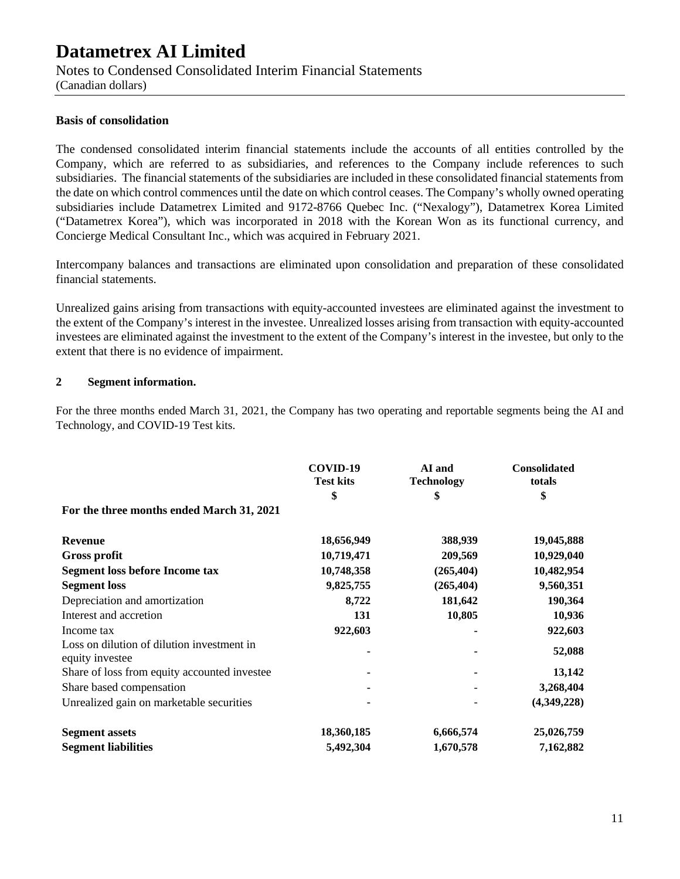# Datametrex AI Limited

Notes to Condensed Consolidated Interim Financial Statements
(Canadian dollars)

**Basis of consolidation**

The condensed consolidated interim financial statements include the accounts of all entities controlled by the Company, which are referred to as subsidiaries, and references to the Company include references to such subsidiaries. The financial statements of the subsidiaries are included in these consolidated financial statements from the date on which control commences until the date on which control ceases. The Company's wholly owned operating subsidiaries include Datametrex Limited and 9172-8766 Quebec Inc. ("Nexalogy"), Datametrex Korea Limited ("Datametrex Korea"), which was incorporated in 2018 with the Korean Won as its functional currency, and Concierge Medical Consultant Inc., which was acquired in February 2021.

Intercompany balances and transactions are eliminated upon consolidation and preparation of these consolidated financial statements.

Unrealized gains arising from transactions with equity-accounted investees are eliminated against the investment to the extent of the Company's interest in the investee. Unrealized losses arising from transaction with equity-accounted investees are eliminated against the investment to the extent of the Company's interest in the investee, but only to the extent that there is no evidence of impairment.

## 2 Segment information.

For the three months ended March 31, 2021, the Company has two operating and reportable segments being the AI and Technology, and COVID-19 Test kits.

| | COVID-19 Test kits | AI and Technology | Consolidated totals |
|---|---|---|---|
| | $ | $ | $ |
| **For the three months ended March 31, 2021** | | | |
| **Revenue** | **18,656,949** | **388,939** | **19,045,888** |
| **Gross profit** | **10,719,471** | **209,569** | **10,929,040** |
| **Segment loss before Income tax** | **10,748,358** | **(265,404)** | **10,482,954** |
| **Segment loss** | **9,825,755** | **(265,404)** | **9,560,351** |
| Depreciation and amortization | **8,722** | **181,642** | **190,364** |
| Interest and accretion | **131** | **10,805** | **10,936** |
| Income tax | **922,603** | **-** | **922,603** |
| Loss on dilution of dilution investment in equity investee | **-** | **-** | **52,088** |
| Share of loss from equity accounted investee | - | - | **13,142** |
| Share based compensation | - | - | **3,268,404** |
| Unrealized gain on marketable securities | - | - | **(4,349,228)** |
| **Segment assets** | **18,360,185** | **6,666,574** | **25,026,759** |
| **Segment liabilities** | **5,492,304** | **1,670,578** | **7,162,882** |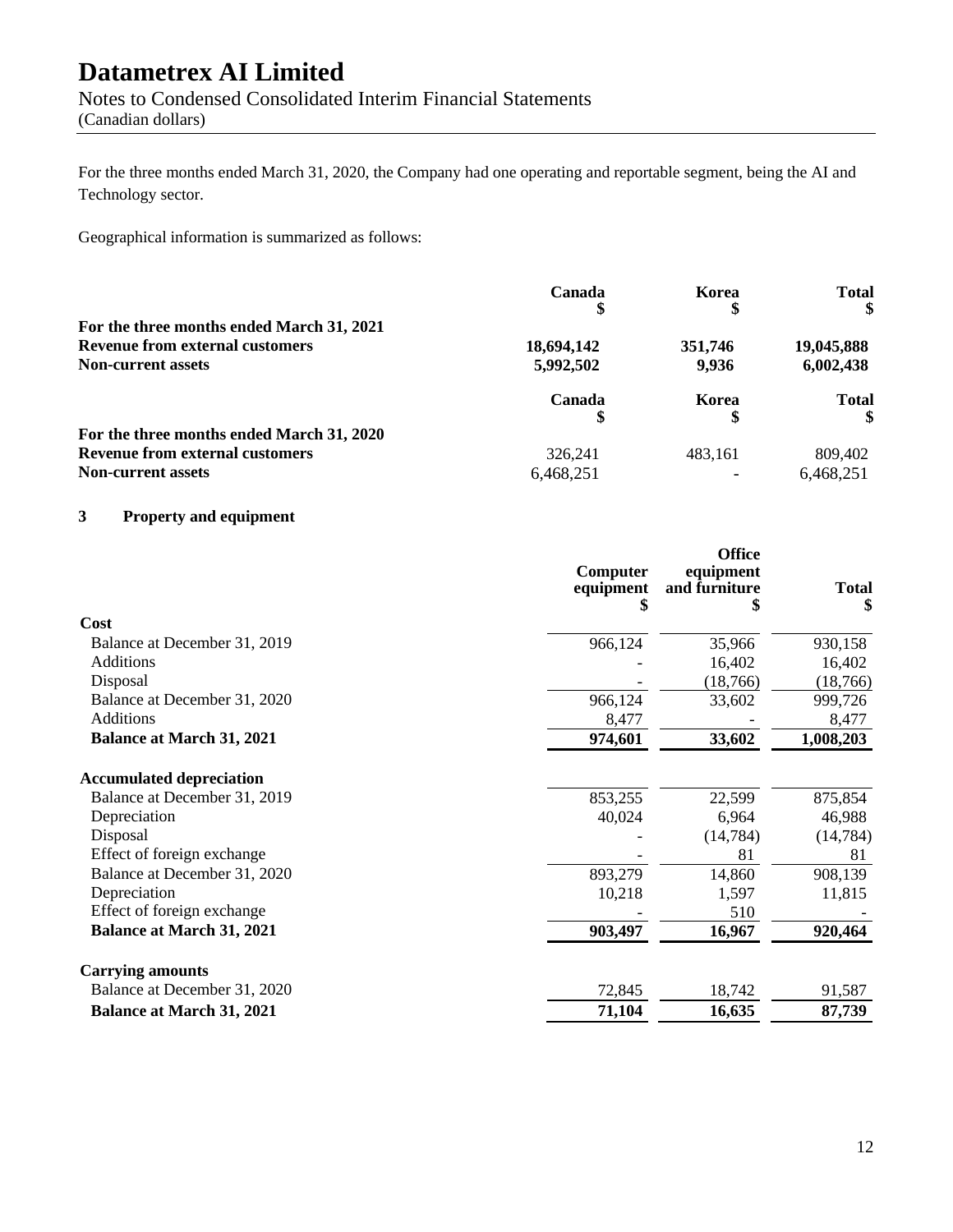For the three months ended March 31, 2020, the Company had one operating and reportable segment, being the AI and Technology sector.

Geographical information is summarized as follows:

| | Canada $ | Korea $ | Total $ |
|---|---|---|---|
| **For the three months ended March 31, 2021** | | | |
| **Revenue from external customers** | **18,694,142** | **351,746** | **19,045,888** |
| **Non-current assets** | **5,992,502** | **9,936** | **6,002,438** |

| | Canada $ | Korea $ | Total $ |
|---|---|---|---|
| **For the three months ended March 31, 2020** | | | |
| **Revenue from external customers** | 326,241 | 483,161 | 809,402 |
| **Non-current assets** | 6,468,251 | - | 6,468,251 |

## 3 Property and equipment

| | Computer equipment $ | Office equipment and furniture $ | Total $ |
|---|---|---|---|
| **Cost** | | | |
| Balance at December 31, 2019 | 966,124 | 35,966 | 930,158 |
| Additions | - | 16,402 | 16,402 |
| Disposal | - | (18,766) | (18,766) |
| Balance at December 31, 2020 | 966,124 | 33,602 | 999,726 |
| Additions | 8,477 | - | 8,477 |
| **Balance at March 31, 2021** | **974,601** | **33,602** | **1,008,203** |
| **Accumulated depreciation** | | | |
| Balance at December 31, 2019 | 853,255 | 22,599 | 875,854 |
| Depreciation | 40,024 | 6,964 | 46,988 |
| Disposal | - | (14,784) | (14,784) |
| Effect of foreign exchange | - | 81 | 81 |
| Balance at December 31, 2020 | 893,279 | 14,860 | 908,139 |
| Depreciation | 10,218 | 1,597 | 11,815 |
| Effect of foreign exchange | - | 510 | - |
| **Balance at March 31, 2021** | **903,497** | **16,967** | **920,464** |
| **Carrying amounts** | | | |
| Balance at December 31, 2020 | 72,845 | 18,742 | 91,587 |
| **Balance at March 31, 2021** | **71,104** | **16,635** | **87,739** |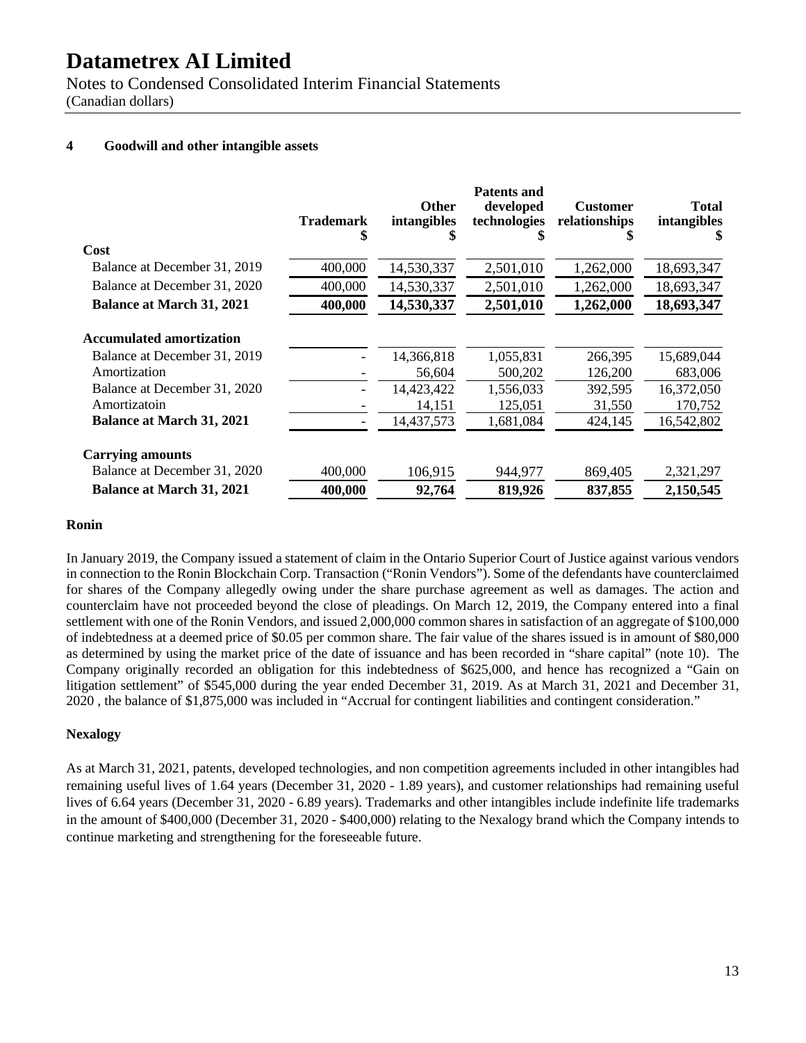# Datametrex AI Limited

Notes to Condensed Consolidated Interim Financial Statements
(Canadian dollars)

## 4 Goodwill and other intangible assets

| | Trademark $ | Other intangibles $ | Patents and developed technologies $ | Customer relationships $ | Total intangibles $ |
|---|---|---|---|---|---|
| **Cost** | | | | | |
| Balance at December 31, 2019 | 400,000 | 14,530,337 | 2,501,010 | 1,262,000 | 18,693,347 |
| Balance at December 31, 2020 | 400,000 | 14,530,337 | 2,501,010 | 1,262,000 | 18,693,347 |
| **Balance at March 31, 2021** | **400,000** | **14,530,337** | **2,501,010** | **1,262,000** | **18,693,347** |
| **Accumulated amortization** | | | | | |
| Balance at December 31, 2019 | - | 14,366,818 | 1,055,831 | 266,395 | 15,689,044 |
| Amortization | - | 56,604 | 500,202 | 126,200 | 683,006 |
| Balance at December 31, 2020 | - | 14,423,422 | 1,556,033 | 392,595 | 16,372,050 |
| Amortizatoin | - | 14,151 | 125,051 | 31,550 | 170,752 |
| **Balance at March 31, 2021** | - | 14,437,573 | 1,681,084 | 424,145 | 16,542,802 |
| **Carrying amounts** | | | | | |
| Balance at December 31, 2020 | 400,000 | 106,915 | 944,977 | 869,405 | 2,321,297 |
| **Balance at March 31, 2021** | **400,000** | **92,764** | **819,926** | **837,855** | **2,150,545** |

### Ronin

In January 2019, the Company issued a statement of claim in the Ontario Superior Court of Justice against various vendors in connection to the Ronin Blockchain Corp. Transaction ("Ronin Vendors"). Some of the defendants have counterclaimed for shares of the Company allegedly owing under the share purchase agreement as well as damages. The action and counterclaim have not proceeded beyond the close of pleadings. On March 12, 2019, the Company entered into a final settlement with one of the Ronin Vendors, and issued 2,000,000 common shares in satisfaction of an aggregate of $100,000 of indebtedness at a deemed price of $0.05 per common share. The fair value of the shares issued is in amount of $80,000 as determined by using the market price of the date of issuance and has been recorded in "share capital" (note 10). The Company originally recorded an obligation for this indebtedness of $625,000, and hence has recognized a "Gain on litigation settlement" of $545,000 during the year ended December 31, 2019. As at March 31, 2021 and December 31, 2020 , the balance of $1,875,000 was included in "Accrual for contingent liabilities and contingent consideration."

### Nexalogy

As at March 31, 2021, patents, developed technologies, and non competition agreements included in other intangibles had remaining useful lives of 1.64 years (December 31, 2020 - 1.89 years), and customer relationships had remaining useful lives of 6.64 years (December 31, 2020 - 6.89 years). Trademarks and other intangibles include indefinite life trademarks in the amount of $400,000 (December 31, 2020 - $400,000) relating to the Nexalogy brand which the Company intends to continue marketing and strengthening for the foreseeable future.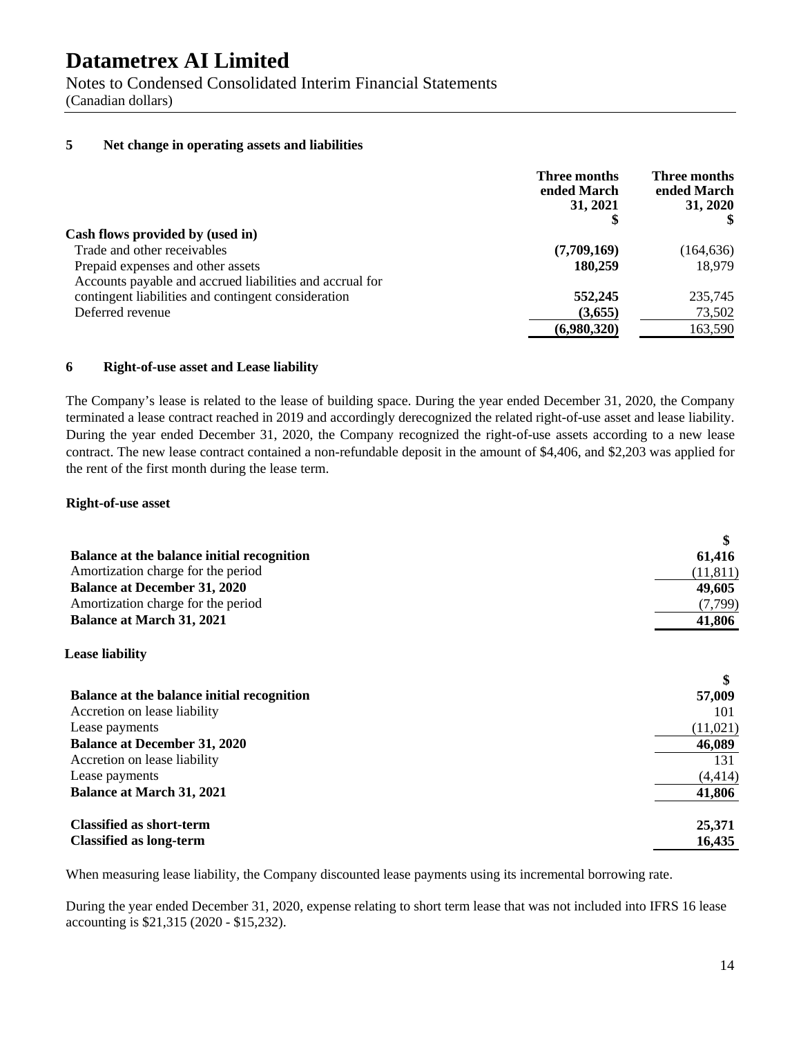# Datametrex AI Limited

Notes to Condensed Consolidated Interim Financial Statements
(Canadian dollars)

## 5 Net change in operating assets and liabilities

| | Three months ended March 31, 2021 $ | Three months ended March 31, 2020 $ |
|---|---|---|
| **Cash flows provided by (used in)** | | |
| Trade and other receivables | **(7,709,169)** | (164,636) |
| Prepaid expenses and other assets | **180,259** | 18,979 |
| Accounts payable and accrued liabilities and accrual for contingent liabilities and contingent consideration | **552,245** | 235,745 |
| Deferred revenue | **(3,655)** | 73,502 |
| | **(6,980,320)** | 163,590 |

## 6 Right-of-use asset and Lease liability

The Company's lease is related to the lease of building space. During the year ended December 31, 2020, the Company terminated a lease contract reached in 2019 and accordingly derecognized the related right-of-use asset and lease liability. During the year ended December 31, 2020, the Company recognized the right-of-use assets according to a new lease contract. The new lease contract contained a non-refundable deposit in the amount of $4,406, and $2,203 was applied for the rent of the first month during the lease term.

### Right-of-use asset

| | $ |
|---|---|
| **Balance at the balance initial recognition** | **61,416** |
| Amortization charge for the period | (11,811) |
| **Balance at December 31, 2020** | **49,605** |
| Amortization charge for the period | (7,799) |
| **Balance at March 31, 2021** | **41,806** |

### Lease liability

| | $ |
|---|---|
| **Balance at the balance initial recognition** | **57,009** |
| Accretion on lease liability | 101 |
| Lease payments | (11,021) |
| **Balance at December 31, 2020** | **46,089** |
| Accretion on lease liability | 131 |
| Lease payments | (4,414) |
| **Balance at March 31, 2021** | **41,806** |
| | |
| **Classified as short-term** | **25,371** |
| **Classified as long-term** | **16,435** |

When measuring lease liability, the Company discounted lease payments using its incremental borrowing rate.

During the year ended December 31, 2020, expense relating to short term lease that was not included into IFRS 16 lease accounting is $21,315 (2020 - $15,232).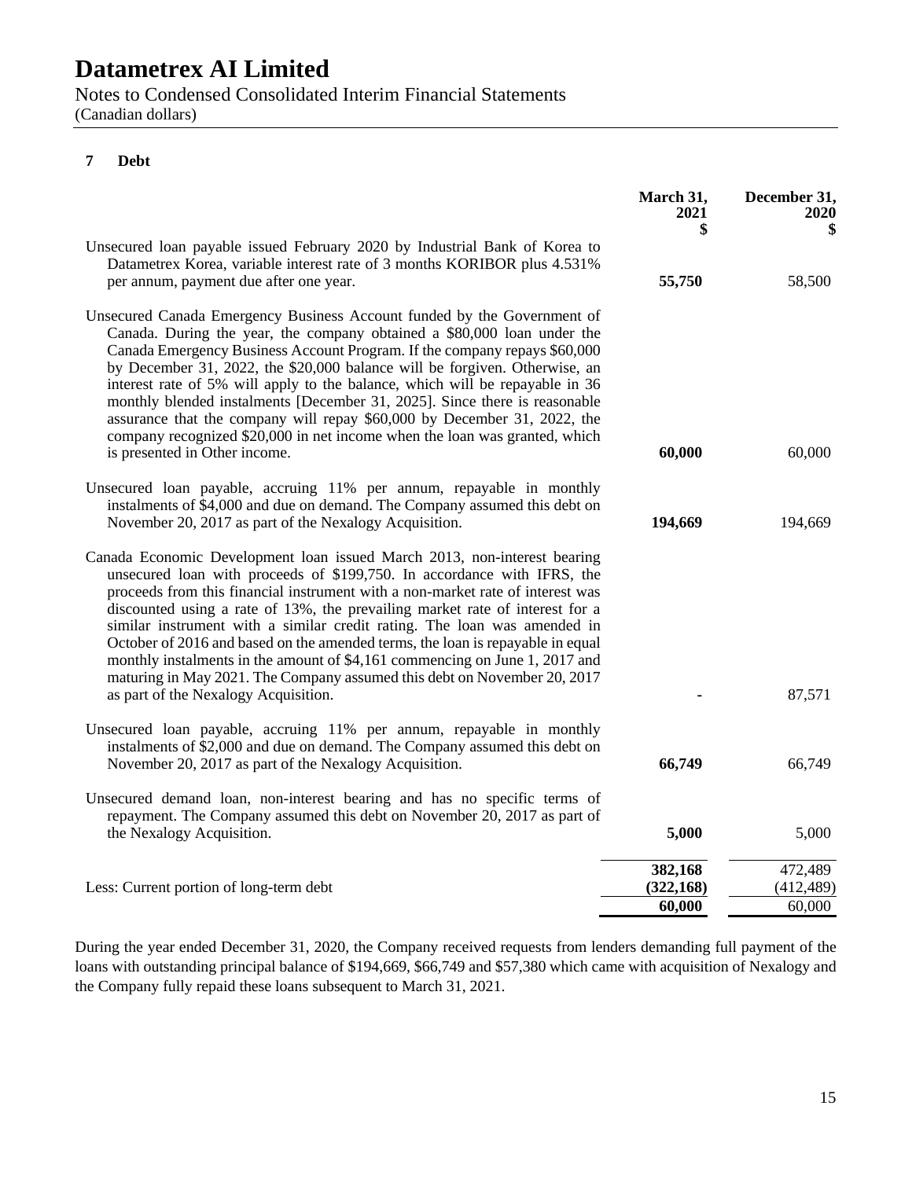# Datametrex AI Limited

Notes to Condensed Consolidated Interim Financial Statements
(Canadian dollars)

## 7 Debt

| | March 31, 2021 $ | December 31, 2020 $ |
|---|---|---|
| Unsecured loan payable issued February 2020 by Industrial Bank of Korea to Datametrex Korea, variable interest rate of 3 months KORIBOR plus 4.531% per annum, payment due after one year. | **55,750** | 58,500 |
| Unsecured Canada Emergency Business Account funded by the Government of Canada. During the year, the company obtained a $80,000 loan under the Canada Emergency Business Account Program. If the company repays $60,000 by December 31, 2022, the $20,000 balance will be forgiven. Otherwise, an interest rate of 5% will apply to the balance, which will be repayable in 36 monthly blended instalments [December 31, 2025]. Since there is reasonable assurance that the company will repay $60,000 by December 31, 2022, the company recognized $20,000 in net income when the loan was granted, which is presented in Other income. | **60,000** | 60,000 |
| Unsecured loan payable, accruing 11% per annum, repayable in monthly instalments of $4,000 and due on demand. The Company assumed this debt on November 20, 2017 as part of the Nexalogy Acquisition. | **194,669** | 194,669 |
| Canada Economic Development loan issued March 2013, non-interest bearing unsecured loan with proceeds of $199,750. In accordance with IFRS, the proceeds from this financial instrument with a non-market rate of interest was discounted using a rate of 13%, the prevailing market rate of interest for a similar instrument with a similar credit rating. The loan was amended in October of 2016 and based on the amended terms, the loan is repayable in equal monthly instalments in the amount of $4,161 commencing on June 1, 2017 and maturing in May 2021. The Company assumed this debt on November 20, 2017 as part of the Nexalogy Acquisition. | **-** | 87,571 |
| Unsecured loan payable, accruing 11% per annum, repayable in monthly instalments of $2,000 and due on demand. The Company assumed this debt on November 20, 2017 as part of the Nexalogy Acquisition. | **66,749** | 66,749 |
| Unsecured demand loan, non-interest bearing and has no specific terms of repayment. The Company assumed this debt on November 20, 2017 as part of the Nexalogy Acquisition. | **5,000** | 5,000 |
| | **382,168** | 472,489 |
| Less: Current portion of long-term debt | **(322,168)** | (412,489) |
| | **60,000** | 60,000 |

During the year ended December 31, 2020, the Company received requests from lenders demanding full payment of the loans with outstanding principal balance of $194,669, $66,749 and $57,380 which came with acquisition of Nexalogy and the Company fully repaid these loans subsequent to March 31, 2021.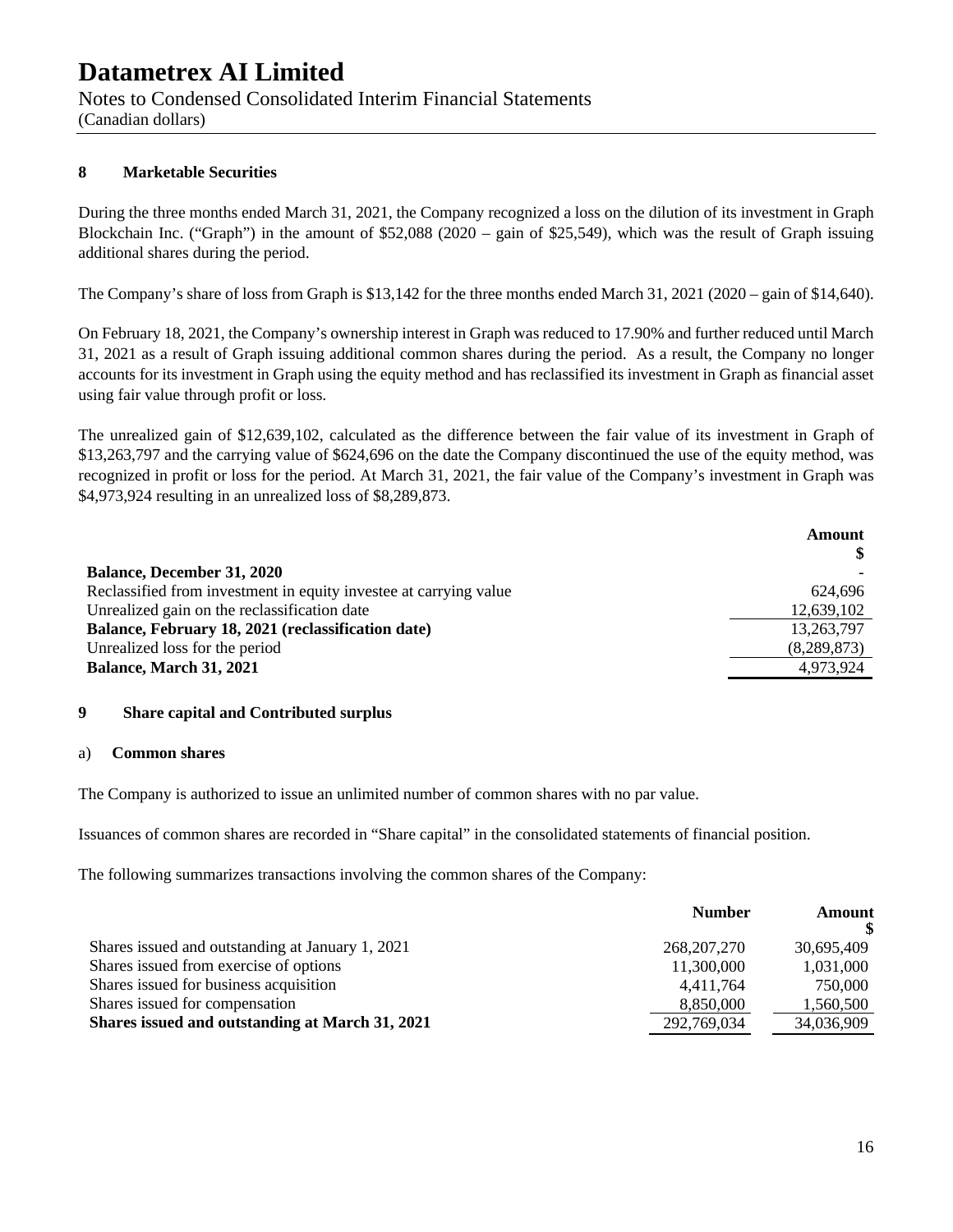# Datametrex AI Limited

Notes to Condensed Consolidated Interim Financial Statements
(Canadian dollars)

## 8 Marketable Securities

During the three months ended March 31, 2021, the Company recognized a loss on the dilution of its investment in Graph Blockchain Inc. ("Graph") in the amount of $52,088 (2020 – gain of $25,549), which was the result of Graph issuing additional shares during the period.

The Company's share of loss from Graph is $13,142 for the three months ended March 31, 2021 (2020 – gain of $14,640).

On February 18, 2021, the Company's ownership interest in Graph was reduced to 17.90% and further reduced until March 31, 2021 as a result of Graph issuing additional common shares during the period. As a result, the Company no longer accounts for its investment in Graph using the equity method and has reclassified its investment in Graph as financial asset using fair value through profit or loss.

The unrealized gain of $12,639,102, calculated as the difference between the fair value of its investment in Graph of $13,263,797 and the carrying value of $624,696 on the date the Company discontinued the use of the equity method, was recognized in profit or loss for the period. At March 31, 2021, the fair value of the Company's investment in Graph was $4,973,924 resulting in an unrealized loss of $8,289,873.

| | Amount $ |
|---|---|
| **Balance, December 31, 2020** | - |
| Reclassified from investment in equity investee at carrying value | 624,696 |
| Unrealized gain on the reclassification date | 12,639,102 |
| **Balance, February 18, 2021 (reclassification date)** | 13,263,797 |
| Unrealized loss for the period | (8,289,873) |
| **Balance, March 31, 2021** | 4,973,924 |

## 9 Share capital and Contributed surplus

### a) Common shares

The Company is authorized to issue an unlimited number of common shares with no par value.

Issuances of common shares are recorded in "Share capital" in the consolidated statements of financial position.

The following summarizes transactions involving the common shares of the Company:

| | Number | Amount $ |
|---|---|---|
| Shares issued and outstanding at January 1, 2021 | 268,207,270 | 30,695,409 |
| Shares issued from exercise of options | 11,300,000 | 1,031,000 |
| Shares issued for business acquisition | 4,411,764 | 750,000 |
| Shares issued for compensation | 8,850,000 | 1,560,500 |
| **Shares issued and outstanding at March 31, 2021** | 292,769,034 | 34,036,909 |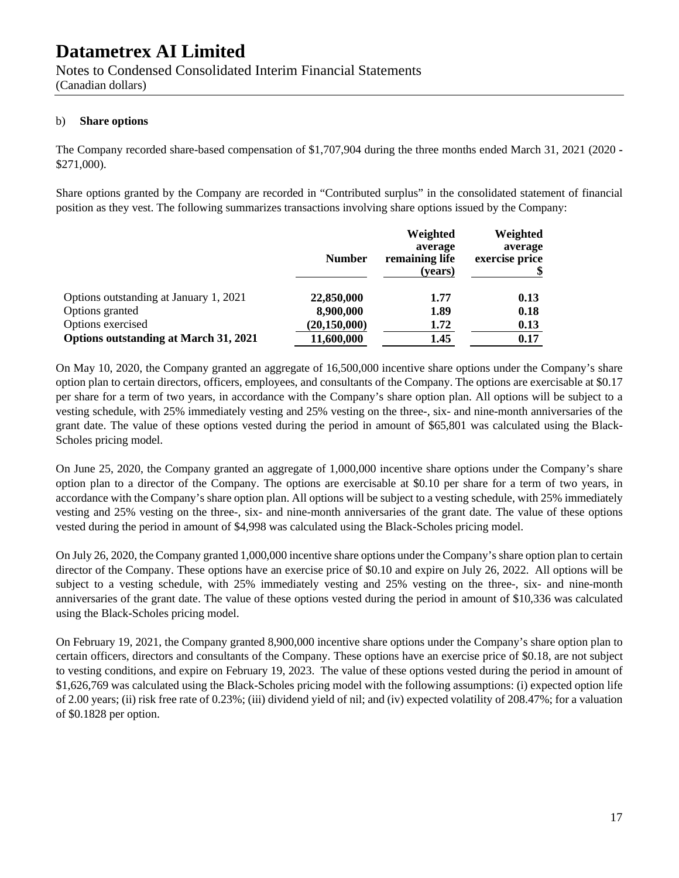# Datametrex AI Limited

Notes to Condensed Consolidated Interim Financial Statements
(Canadian dollars)

b) **Share options**

The Company recorded share-based compensation of $1,707,904 during the three months ended March 31, 2021 (2020 - $271,000).

Share options granted by the Company are recorded in "Contributed surplus" in the consolidated statement of financial position as they vest. The following summarizes transactions involving share options issued by the Company:

| | Number | Weighted average remaining life (years) | Weighted average exercise price $ |
|---|---|---|---|
| Options outstanding at January 1, 2021 | **22,850,000** | **1.77** | **0.13** |
| Options granted | **8,900,000** | **1.89** | **0.18** |
| Options exercised | **(20,150,000)** | **1.72** | **0.13** |
| **Options outstanding at March 31, 2021** | **11,600,000** | **1.45** | **0.17** |

On May 10, 2020, the Company granted an aggregate of 16,500,000 incentive share options under the Company's share option plan to certain directors, officers, employees, and consultants of the Company. The options are exercisable at $0.17 per share for a term of two years, in accordance with the Company's share option plan. All options will be subject to a vesting schedule, with 25% immediately vesting and 25% vesting on the three-, six- and nine-month anniversaries of the grant date. The value of these options vested during the period in amount of $65,801 was calculated using the Black-Scholes pricing model.

On June 25, 2020, the Company granted an aggregate of 1,000,000 incentive share options under the Company's share option plan to a director of the Company. The options are exercisable at $0.10 per share for a term of two years, in accordance with the Company's share option plan. All options will be subject to a vesting schedule, with 25% immediately vesting and 25% vesting on the three-, six- and nine-month anniversaries of the grant date. The value of these options vested during the period in amount of $4,998 was calculated using the Black-Scholes pricing model.

On July 26, 2020, the Company granted 1,000,000 incentive share options under the Company's share option plan to certain director of the Company. These options have an exercise price of $0.10 and expire on July 26, 2022. All options will be subject to a vesting schedule, with 25% immediately vesting and 25% vesting on the three-, six- and nine-month anniversaries of the grant date. The value of these options vested during the period in amount of $10,336 was calculated using the Black-Scholes pricing model.

On February 19, 2021, the Company granted 8,900,000 incentive share options under the Company's share option plan to certain officers, directors and consultants of the Company. These options have an exercise price of $0.18, are not subject to vesting conditions, and expire on February 19, 2023. The value of these options vested during the period in amount of $1,626,769 was calculated using the Black-Scholes pricing model with the following assumptions: (i) expected option life of 2.00 years; (ii) risk free rate of 0.23%; (iii) dividend yield of nil; and (iv) expected volatility of 208.47%; for a valuation of $0.1828 per option.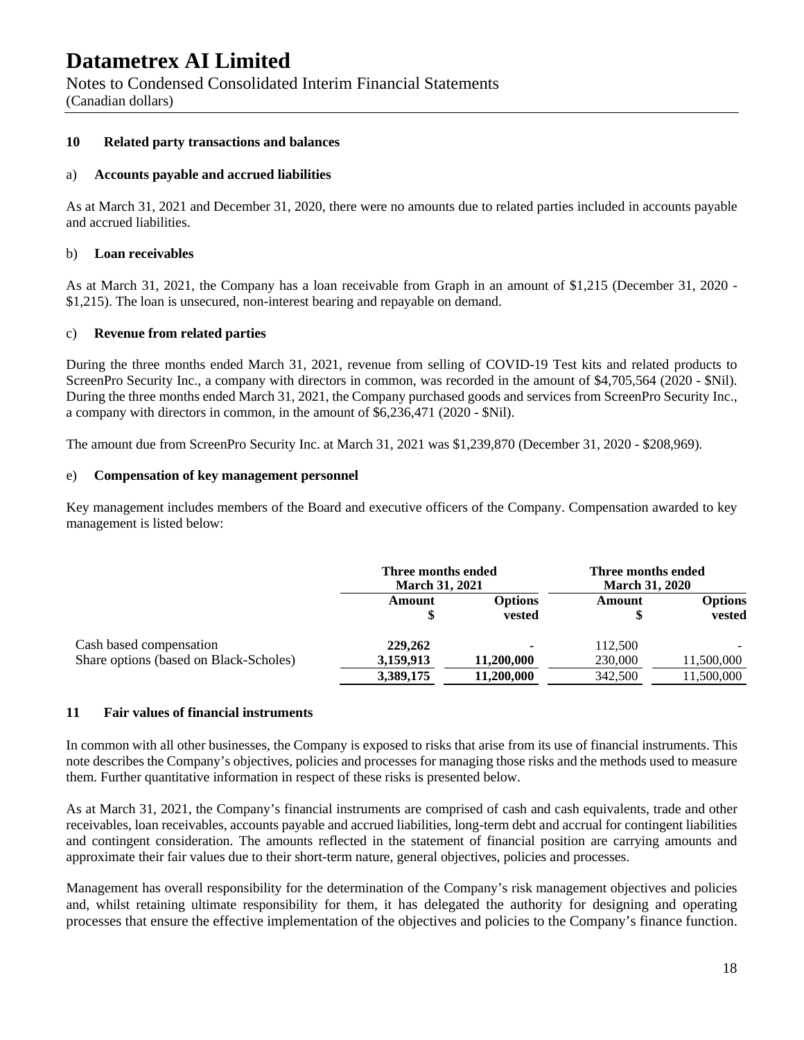## 10 Related party transactions and balances

### a) Accounts payable and accrued liabilities

As at March 31, 2021 and December 31, 2020, there were no amounts due to related parties included in accounts payable and accrued liabilities.

### b) Loan receivables

As at March 31, 2021, the Company has a loan receivable from Graph in an amount of $1,215 (December 31, 2020 - $1,215). The loan is unsecured, non-interest bearing and repayable on demand.

### c) Revenue from related parties

During the three months ended March 31, 2021, revenue from selling of COVID-19 Test kits and related products to ScreenPro Security Inc., a company with directors in common, was recorded in the amount of $4,705,564 (2020 - $Nil). During the three months ended March 31, 2021, the Company purchased goods and services from ScreenPro Security Inc., a company with directors in common, in the amount of $6,236,471 (2020 - $Nil).

The amount due from ScreenPro Security Inc. at March 31, 2021 was $1,239,870 (December 31, 2020 - $208,969).

### e) Compensation of key management personnel

Key management includes members of the Board and executive officers of the Company. Compensation awarded to key management is listed below:

| | Three months ended March 31, 2021 | | Three months ended March 31, 2020 | |
|---|---|---|---|---|
| | Amount $ | Options vested | Amount $ | Options vested |
| Cash based compensation | **229,262** | **-** | 112,500 | - |
| Share options (based on Black-Scholes) | **3,159,913** | **11,200,000** | 230,000 | 11,500,000 |
| | **3,389,175** | **11,200,000** | 342,500 | 11,500,000 |

## 11 Fair values of financial instruments

In common with all other businesses, the Company is exposed to risks that arise from its use of financial instruments. This note describes the Company's objectives, policies and processes for managing those risks and the methods used to measure them. Further quantitative information in respect of these risks is presented below.

As at March 31, 2021, the Company's financial instruments are comprised of cash and cash equivalents, trade and other receivables, loan receivables, accounts payable and accrued liabilities, long-term debt and accrual for contingent liabilities and contingent consideration. The amounts reflected in the statement of financial position are carrying amounts and approximate their fair values due to their short-term nature, general objectives, policies and processes.

Management has overall responsibility for the determination of the Company's risk management objectives and policies and, whilst retaining ultimate responsibility for them, it has delegated the authority for designing and operating processes that ensure the effective implementation of the objectives and policies to the Company's finance function.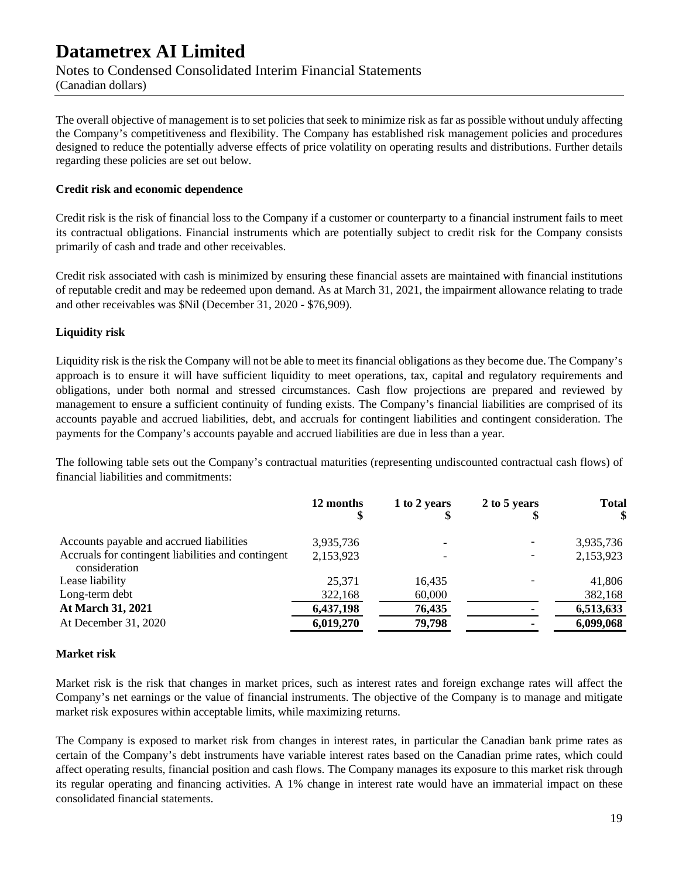The overall objective of management is to set policies that seek to minimize risk as far as possible without unduly affecting the Company's competitiveness and flexibility. The Company has established risk management policies and procedures designed to reduce the potentially adverse effects of price volatility on operating results and distributions. Further details regarding these policies are set out below.

**Credit risk and economic dependence**

Credit risk is the risk of financial loss to the Company if a customer or counterparty to a financial instrument fails to meet its contractual obligations. Financial instruments which are potentially subject to credit risk for the Company consists primarily of cash and trade and other receivables.

Credit risk associated with cash is minimized by ensuring these financial assets are maintained with financial institutions of reputable credit and may be redeemed upon demand. As at March 31, 2021, the impairment allowance relating to trade and other receivables was $Nil (December 31, 2020 - $76,909).

**Liquidity risk**

Liquidity risk is the risk the Company will not be able to meet its financial obligations as they become due. The Company's approach is to ensure it will have sufficient liquidity to meet operations, tax, capital and regulatory requirements and obligations, under both normal and stressed circumstances. Cash flow projections are prepared and reviewed by management to ensure a sufficient continuity of funding exists. The Company's financial liabilities are comprised of its accounts payable and accrued liabilities, debt, and accruals for contingent liabilities and contingent consideration. The payments for the Company's accounts payable and accrued liabilities are due in less than a year.

The following table sets out the Company's contractual maturities (representing undiscounted contractual cash flows) of financial liabilities and commitments:

| | 12 months $ | 1 to 2 years $ | 2 to 5 years $ | Total $ |
|---|---|---|---|---|
| Accounts payable and accrued liabilities | 3,935,736 | - | - | 3,935,736 |
| Accruals for contingent liabilities and contingent consideration | 2,153,923 | - | - | 2,153,923 |
| Lease liability | 25,371 | 16,435 | - | 41,806 |
| Long-term debt | 322,168 | 60,000 | | 382,168 |
| **At March 31, 2021** | **6,437,198** | **76,435** | **-** | **6,513,633** |
| At December 31, 2020 | **6,019,270** | **79,798** | **-** | **6,099,068** |

**Market risk**

Market risk is the risk that changes in market prices, such as interest rates and foreign exchange rates will affect the Company's net earnings or the value of financial instruments. The objective of the Company is to manage and mitigate market risk exposures within acceptable limits, while maximizing returns.

The Company is exposed to market risk from changes in interest rates, in particular the Canadian bank prime rates as certain of the Company's debt instruments have variable interest rates based on the Canadian prime rates, which could affect operating results, financial position and cash flows. The Company manages its exposure to this market risk through its regular operating and financing activities. A 1% change in interest rate would have an immaterial impact on these consolidated financial statements.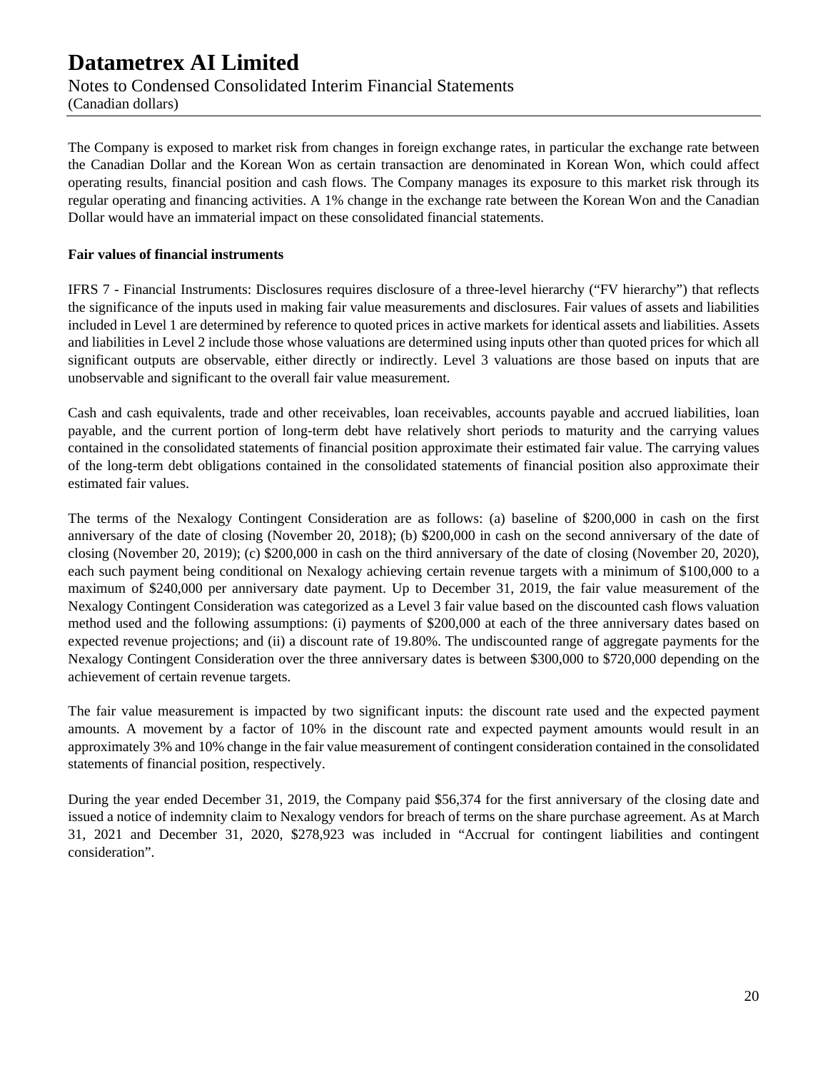The Company is exposed to market risk from changes in foreign exchange rates, in particular the exchange rate between the Canadian Dollar and the Korean Won as certain transaction are denominated in Korean Won, which could affect operating results, financial position and cash flows. The Company manages its exposure to this market risk through its regular operating and financing activities. A 1% change in the exchange rate between the Korean Won and the Canadian Dollar would have an immaterial impact on these consolidated financial statements.

**Fair values of financial instruments**

IFRS 7 - Financial Instruments: Disclosures requires disclosure of a three-level hierarchy ("FV hierarchy") that reflects the significance of the inputs used in making fair value measurements and disclosures. Fair values of assets and liabilities included in Level 1 are determined by reference to quoted prices in active markets for identical assets and liabilities. Assets and liabilities in Level 2 include those whose valuations are determined using inputs other than quoted prices for which all significant outputs are observable, either directly or indirectly. Level 3 valuations are those based on inputs that are unobservable and significant to the overall fair value measurement.

Cash and cash equivalents, trade and other receivables, loan receivables, accounts payable and accrued liabilities, loan payable, and the current portion of long-term debt have relatively short periods to maturity and the carrying values contained in the consolidated statements of financial position approximate their estimated fair value. The carrying values of the long-term debt obligations contained in the consolidated statements of financial position also approximate their estimated fair values.

The terms of the Nexalogy Contingent Consideration are as follows: (a) baseline of $200,000 in cash on the first anniversary of the date of closing (November 20, 2018); (b) $200,000 in cash on the second anniversary of the date of closing (November 20, 2019); (c) $200,000 in cash on the third anniversary of the date of closing (November 20, 2020), each such payment being conditional on Nexalogy achieving certain revenue targets with a minimum of $100,000 to a maximum of $240,000 per anniversary date payment. Up to December 31, 2019, the fair value measurement of the Nexalogy Contingent Consideration was categorized as a Level 3 fair value based on the discounted cash flows valuation method used and the following assumptions: (i) payments of $200,000 at each of the three anniversary dates based on expected revenue projections; and (ii) a discount rate of 19.80%. The undiscounted range of aggregate payments for the Nexalogy Contingent Consideration over the three anniversary dates is between $300,000 to $720,000 depending on the achievement of certain revenue targets.

The fair value measurement is impacted by two significant inputs: the discount rate used and the expected payment amounts. A movement by a factor of 10% in the discount rate and expected payment amounts would result in an approximately 3% and 10% change in the fair value measurement of contingent consideration contained in the consolidated statements of financial position, respectively.

During the year ended December 31, 2019, the Company paid $56,374 for the first anniversary of the closing date and issued a notice of indemnity claim to Nexalogy vendors for breach of terms on the share purchase agreement. As at March 31, 2021 and December 31, 2020, $278,923 was included in "Accrual for contingent liabilities and contingent consideration".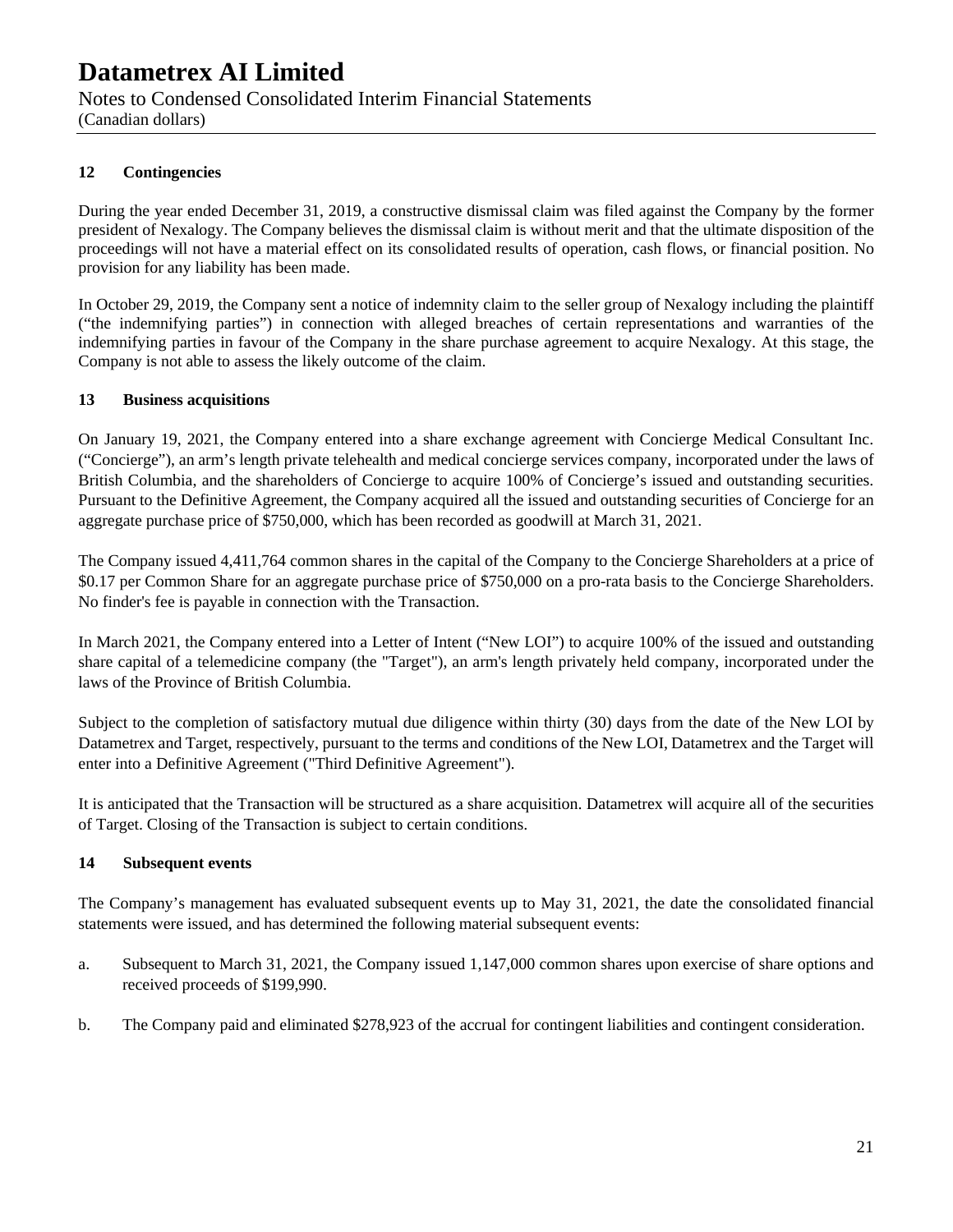## 12 Contingencies

During the year ended December 31, 2019, a constructive dismissal claim was filed against the Company by the former president of Nexalogy. The Company believes the dismissal claim is without merit and that the ultimate disposition of the proceedings will not have a material effect on its consolidated results of operation, cash flows, or financial position. No provision for any liability has been made.

In October 29, 2019, the Company sent a notice of indemnity claim to the seller group of Nexalogy including the plaintiff ("the indemnifying parties") in connection with alleged breaches of certain representations and warranties of the indemnifying parties in favour of the Company in the share purchase agreement to acquire Nexalogy. At this stage, the Company is not able to assess the likely outcome of the claim.

## 13 Business acquisitions

On January 19, 2021, the Company entered into a share exchange agreement with Concierge Medical Consultant Inc. ("Concierge"), an arm's length private telehealth and medical concierge services company, incorporated under the laws of British Columbia, and the shareholders of Concierge to acquire 100% of Concierge's issued and outstanding securities. Pursuant to the Definitive Agreement, the Company acquired all the issued and outstanding securities of Concierge for an aggregate purchase price of $750,000, which has been recorded as goodwill at March 31, 2021.

The Company issued 4,411,764 common shares in the capital of the Company to the Concierge Shareholders at a price of $0.17 per Common Share for an aggregate purchase price of $750,000 on a pro-rata basis to the Concierge Shareholders. No finder's fee is payable in connection with the Transaction.

In March 2021, the Company entered into a Letter of Intent ("New LOI") to acquire 100% of the issued and outstanding share capital of a telemedicine company (the "Target"), an arm's length privately held company, incorporated under the laws of the Province of British Columbia.

Subject to the completion of satisfactory mutual due diligence within thirty (30) days from the date of the New LOI by Datametrex and Target, respectively, pursuant to the terms and conditions of the New LOI, Datametrex and the Target will enter into a Definitive Agreement ("Third Definitive Agreement").

It is anticipated that the Transaction will be structured as a share acquisition. Datametrex will acquire all of the securities of Target. Closing of the Transaction is subject to certain conditions.

## 14 Subsequent events

The Company's management has evaluated subsequent events up to May 31, 2021, the date the consolidated financial statements were issued, and has determined the following material subsequent events:

a. Subsequent to March 31, 2021, the Company issued 1,147,000 common shares upon exercise of share options and received proceeds of $199,990.

b. The Company paid and eliminated $278,923 of the accrual for contingent liabilities and contingent consideration.